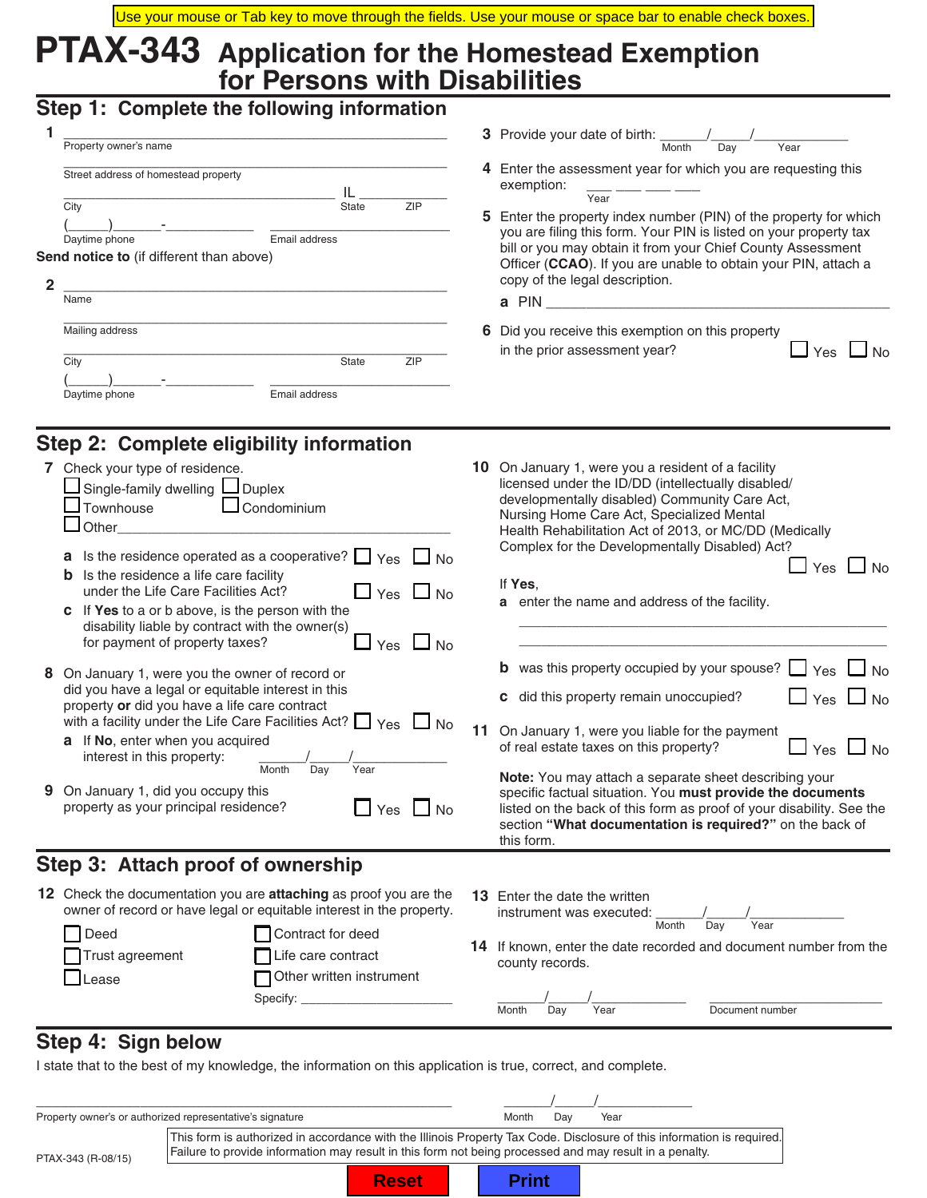Use your mouse or Tab key to move through the fields. Use your mouse or space bar to enable check boxes.

# PTAX-343 Application for the Homestead Exemption for Persons with Disabilities

## Step 1: Complete the following information

**1** ______________________________
Property owner's name

______________________________
Street address of homestead property

______________________________ IL ____________
City State ZIP

(_____)______-____________ ______________________
Daytime phone Email address

**Send notice to** (if different than above)

**2** ______________________________
Name

______________________________
Mailing address

______________________________
City State ZIP

(_____)______-____________ ______________________
Daytime phone Email address

**3** Provide your date of birth: ______/_____/____________
Month Day Year

**4** Enter the assessment year for which you are requesting this exemption: ___ ___ ___ ___
Year

**5** Enter the property index number (PIN) of the property for which you are filing this form. Your PIN is listed on your property tax bill or you may obtain it from your Chief County Assessment Officer (**CCAO**). If you are unable to obtain your PIN, attach a copy of the legal description.

**a** PIN ______________________________

**6** Did you receive this exemption on this property in the prior assessment year? ☐ Yes ☐ No

## Step 2: Complete eligibility information

**7** Check your type of residence.

☐ Single-family dwelling ☐ Duplex
☐ Townhouse ☐ Condominium
☐ Other______________________________

**a** Is the residence operated as a cooperative? ☐ Yes ☐ No

**b** Is the residence a life care facility under the Life Care Facilities Act? ☐ Yes ☐ No

**c** If **Yes** to a or b above, is the person with the disability liable by contract with the owner(s) for payment of property taxes? ☐ Yes ☐ No

**8** On January 1, were you the owner of record or did you have a legal or equitable interest in this property **or** did you have a life care contract with a facility under the Life Care Facilities Act? ☐ Yes ☐ No

**a** If **No**, enter when you acquired interest in this property: ______/_____/____________
Month Day Year

**9** On January 1, did you occupy this property as your principal residence? ☐ Yes ☐ No

**10** On January 1, were you a resident of a facility licensed under the ID/DD (intellectually disabled/developmentally disabled) Community Care Act, Nursing Home Care Act, Specialized Mental Health Rehabilitation Act of 2013, or MC/DD (Medically Complex for the Developmentally Disabled) Act? ☐ Yes ☐ No

If **Yes**,

**a** enter the name and address of the facility.

______________________________

______________________________

**b** was this property occupied by your spouse? ☐ Yes ☐ No

**c** did this property remain unoccupied? ☐ Yes ☐ No

**11** On January 1, were you liable for the payment of real estate taxes on this property? ☐ Yes ☐ No

**Note:** You may attach a separate sheet describing your specific factual situation. You **must provide the documents** listed on the back of this form as proof of your disability. See the section **"What documentation is required?"** on the back of this form.

## Step 3: Attach proof of ownership

**12** Check the documentation you are **attaching** as proof you are the owner of record or have legal or equitable interest in the property.

☐ Deed ☐ Contract for deed
☐ Trust agreement ☐ Life care contract
☐ Lease ☐ Other written instrument

Specify: ______________________

**13** Enter the date the written instrument was executed: ______/_____/____________
Month Day Year

**14** If known, enter the date recorded and document number from the county records.

______/_____/____________ ______________________
Month Day Year Document number

## Step 4: Sign below

I state that to the best of my knowledge, the information on this application is true, correct, and complete.

______________________________ ______/_____/____________
Property owner's or authorized representative's signature Month Day Year

This form is authorized in accordance with the Illinois Property Tax Code. Disclosure of this information is required. Failure to provide information may result in this form not being processed and may result in a penalty.

PTAX-343 (R-08/15)

Reset Print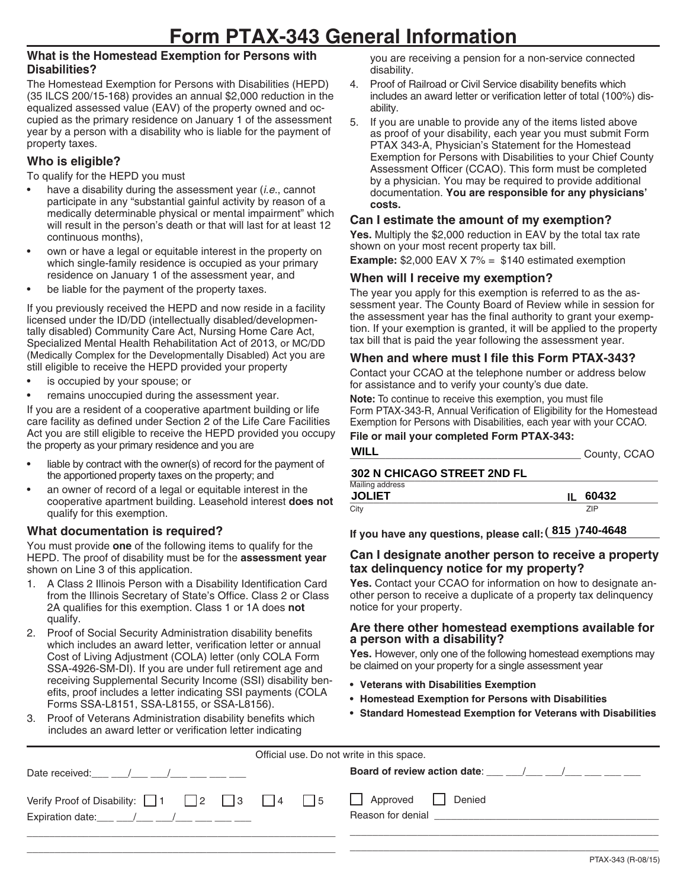# Form PTAX-343 General Information

## What is the Homestead Exemption for Persons with Disabilities?

The Homestead Exemption for Persons with Disabilities (HEPD) (35 ILCS 200/15-168) provides an annual $2,000 reduction in the equalized assessed value (EAV) of the property owned and occupied as the primary residence on January 1 of the assessment year by a person with a disability who is liable for the payment of property taxes.

## Who is eligible?

To qualify for the HEPD you must

- have a disability during the assessment year (*i.e.*, cannot participate in any "substantial gainful activity by reason of a medically determinable physical or mental impairment" which will result in the person's death or that will last for at least 12 continuous months),
- own or have a legal or equitable interest in the property on which single-family residence is occupied as your primary residence on January 1 of the assessment year, and
- be liable for the payment of the property taxes.

If you previously received the HEPD and now reside in a facility licensed under the ID/DD (intellectually disabled/developmentally disabled) Community Care Act, Nursing Home Care Act, Specialized Mental Health Rehabilitation Act of 2013, or MC/DD (Medically Complex for the Developmentally Disabled) Act you are still eligible to receive the HEPD provided your property

- is occupied by your spouse; or
- remains unoccupied during the assessment year.

If you are a resident of a cooperative apartment building or life care facility as defined under Section 2 of the Life Care Facilities Act you are still eligible to receive the HEPD provided you occupy the property as your primary residence and you are

- liable by contract with the owner(s) of record for the payment of the apportioned property taxes on the property; and
- an owner of record of a legal or equitable interest in the cooperative apartment building. Leasehold interest **does not** qualify for this exemption.

## What documentation is required?

You must provide **one** of the following items to qualify for the HEPD. The proof of disability must be for the **assessment year** shown on Line 3 of this application.

1. A Class 2 Illinois Person with a Disability Identification Card from the Illinois Secretary of State's Office. Class 2 or Class 2A qualifies for this exemption. Class 1 or 1A does **not** qualify.
2. Proof of Social Security Administration disability benefits which includes an award letter, verification letter or annual Cost of Living Adjustment (COLA) letter (only COLA Form SSA-4926-SM-DI). If you are under full retirement age and receiving Supplemental Security Income (SSI) disability benefits, proof includes a letter indicating SSI payments (COLA Forms SSA-L8151, SSA-L8155, or SSA-L8156).
3. Proof of Veterans Administration disability benefits which includes an award letter or verification letter indicating you are receiving a pension for a non-service connected disability.
4. Proof of Railroad or Civil Service disability benefits which includes an award letter or verification letter of total (100%) disability.
5. If you are unable to provide any of the items listed above as proof of your disability, each year you must submit Form PTAX 343-A, Physician's Statement for the Homestead Exemption for Persons with Disabilities to your Chief County Assessment Officer (CCAO). This form must be completed by a physician. You may be required to provide additional documentation. **You are responsible for any physicians' costs.**

## Can I estimate the amount of my exemption?

**Yes.** Multiply the $2,000 reduction in EAV by the total tax rate shown on your most recent property tax bill.

**Example:** $2,000 EAV X 7% = $140 estimated exemption

## When will I receive my exemption?

The year you apply for this exemption is referred to as the assessment year. The County Board of Review while in session for the assessment year has the final authority to grant your exemption. If your exemption is granted, it will be applied to the property tax bill that is paid the year following the assessment year.

## When and where must I file this Form PTAX-343?

Contact your CCAO at the telephone number or address below for assistance and to verify your county's due date.

**Note:** To continue to receive this exemption, you must file Form PTAX-343-R, Annual Verification of Eligibility for the Homestead Exemption for Persons with Disabilities, each year with your CCAO.

**File or mail your completed Form PTAX-343:**

WILL County, CCAO

302 N CHICAGO STREET 2ND FL
Mailing address

JOLIET IL 60432
City ZIP

**If you have any questions, please call:** (815)740-4648

## Can I designate another person to receive a property tax delinquency notice for my property?

**Yes.** Contact your CCAO for information on how to designate another person to receive a duplicate of a property tax delinquency notice for your property.

## Are there other homestead exemptions available for a person with a disability?

**Yes.** However, only one of the following homestead exemptions may be claimed on your property for a single assessment year

- **Veterans with Disabilities Exemption**
- **Homestead Exemption for Persons with Disabilities**
- **Standard Homestead Exemption for Veterans with Disabilities**

---

Official use. Do not write in this space.

Date received: ___ ___/___ ___/___ ___ ___ ___

Verify Proof of Disability: ☐ 1 ☐ 2 ☐ 3 ☐ 4 ☐ 5

Expiration date: ___ ___/___ ___/___ ___ ___ ___

**Board of review action date**: ___ ___/___ ___/___ ___ ___ ___

☐ Approved ☐ Denied

Reason for denial ______________________________

PTAX-343 (R-08/15)